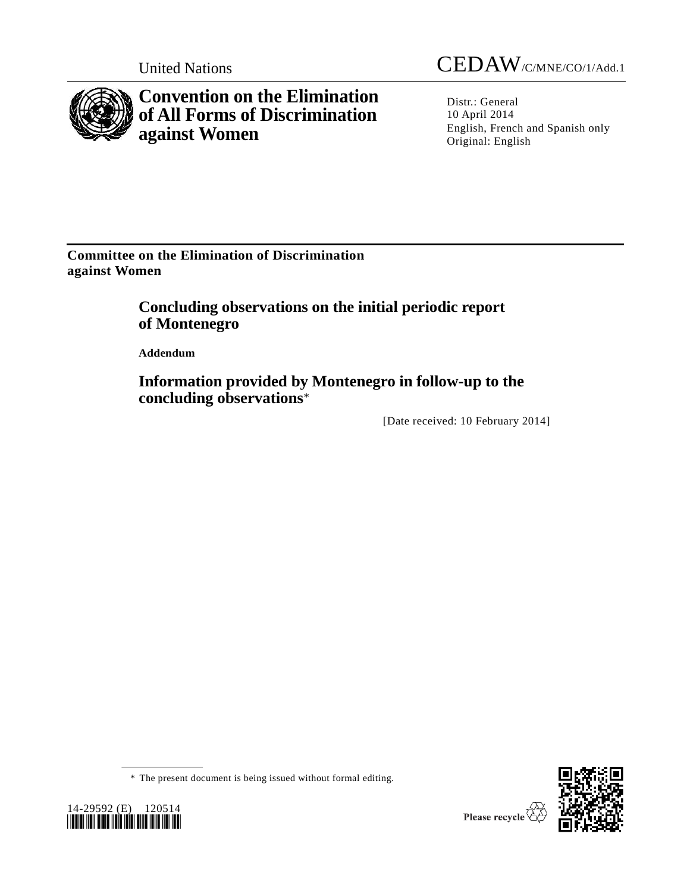United Nations

CEDAW/C/MNE/CO/1/Add.1

# Convention on the Elimination of All Forms of Discrimination against Women

Distr.: General
10 April 2014
English, French and Spanish only
Original: English

**Committee on the Elimination of Discrimination against Women**

## Concluding observations on the initial periodic report of Montenegro

**Addendum**

## Information provided by Montenegro in follow-up to the concluding observations*

[Date received: 10 February 2014]

* The present document is being issued without formal editing.

14-29592 (E) 120514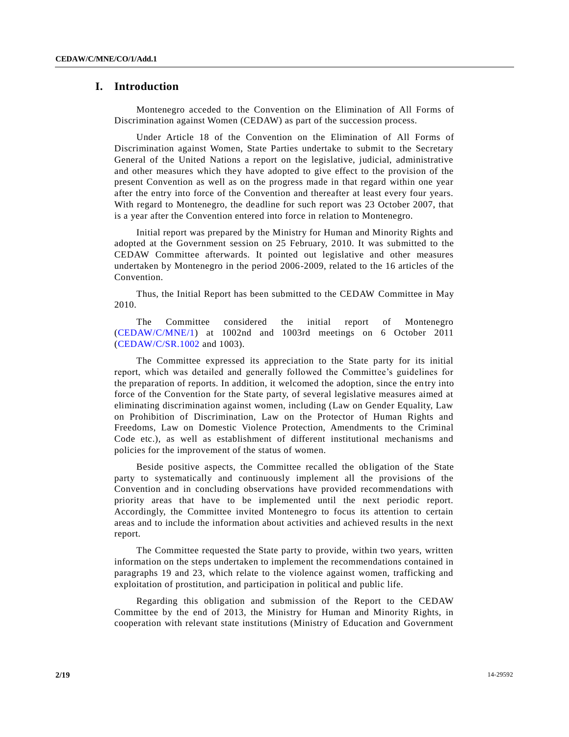# I. Introduction

Montenegro acceded to the Convention on the Elimination of All Forms of Discrimination against Women (CEDAW) as part of the succession process.

Under Article 18 of the Convention on the Elimination of All Forms of Discrimination against Women, State Parties undertake to submit to the Secretary General of the United Nations a report on the legislative, judicial, administrative and other measures which they have adopted to give effect to the provision of the present Convention as well as on the progress made in that regard within one year after the entry into force of the Convention and thereafter at least every four years. With regard to Montenegro, the deadline for such report was 23 October 2007, that is a year after the Convention entered into force in relation to Montenegro.

Initial report was prepared by the Ministry for Human and Minority Rights and adopted at the Government session on 25 February, 2010. It was submitted to the CEDAW Committee afterwards. It pointed out legislative and other measures undertaken by Montenegro in the period 2006-2009, related to the 16 articles of the Convention.

Thus, the Initial Report has been submitted to the CEDAW Committee in May 2010.

The Committee considered the initial report of Montenegro (CEDAW/C/MNE/1) at 1002nd and 1003rd meetings on 6 October 2011 (CEDAW/C/SR.1002 and 1003).

The Committee expressed its appreciation to the State party for its initial report, which was detailed and generally followed the Committee's guidelines for the preparation of reports. In addition, it welcomed the adoption, since the entry into force of the Convention for the State party, of several legislative measures aimed at eliminating discrimination against women, including (Law on Gender Equality, Law on Prohibition of Discrimination, Law on the Protector of Human Rights and Freedoms, Law on Domestic Violence Protection, Amendments to the Criminal Code etc.), as well as establishment of different institutional mechanisms and policies for the improvement of the status of women.

Beside positive aspects, the Committee recalled the obligation of the State party to systematically and continuously implement all the provisions of the Convention and in concluding observations have provided recommendations with priority areas that have to be implemented until the next periodic report. Accordingly, the Committee invited Montenegro to focus its attention to certain areas and to include the information about activities and achieved results in the next report.

The Committee requested the State party to provide, within two years, written information on the steps undertaken to implement the recommendations contained in paragraphs 19 and 23, which relate to the violence against women, trafficking and exploitation of prostitution, and participation in political and public life.

Regarding this obligation and submission of the Report to the CEDAW Committee by the end of 2013, the Ministry for Human and Minority Rights, in cooperation with relevant state institutions (Ministry of Education and Government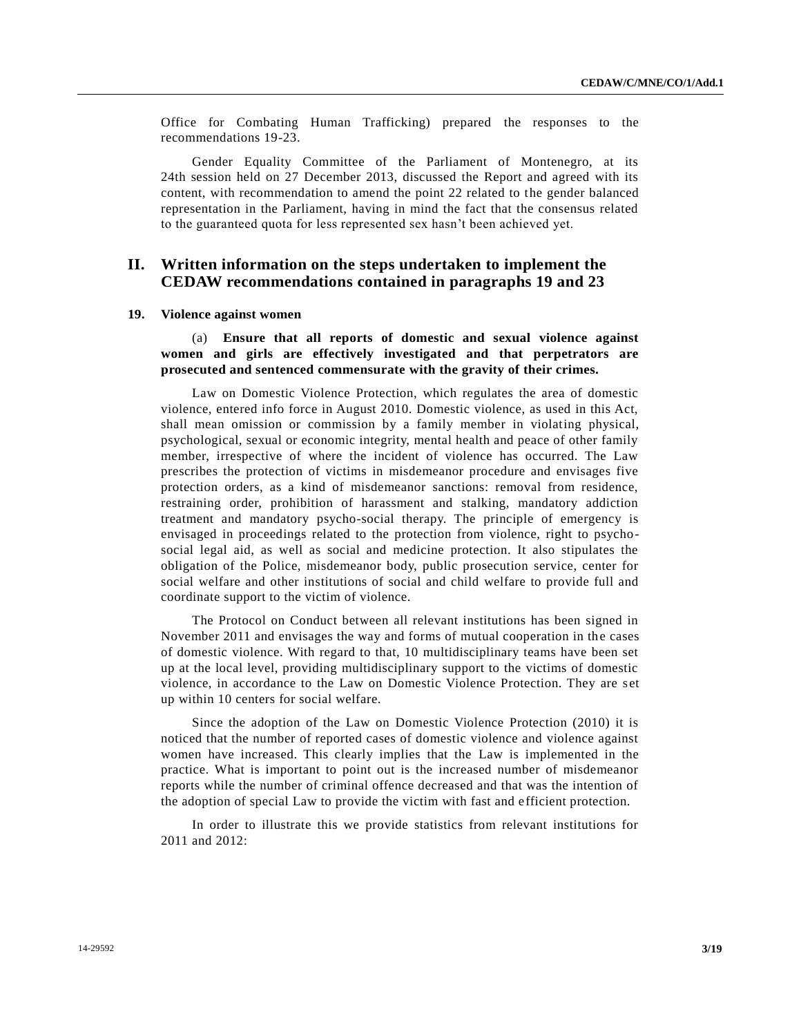Office for Combating Human Trafficking) prepared the responses to the recommendations 19-23.

Gender Equality Committee of the Parliament of Montenegro, at its 24th session held on 27 December 2013, discussed the Report and agreed with its content, with recommendation to amend the point 22 related to the gender balanced representation in the Parliament, having in mind the fact that the consensus related to the guaranteed quota for less represented sex hasn't been achieved yet.

## II. Written information on the steps undertaken to implement the CEDAW recommendations contained in paragraphs 19 and 23

### 19. Violence against women

(a) **Ensure that all reports of domestic and sexual violence against women and girls are effectively investigated and that perpetrators are prosecuted and sentenced commensurate with the gravity of their crimes.**

Law on Domestic Violence Protection, which regulates the area of domestic violence, entered info force in August 2010. Domestic violence, as used in this Act, shall mean omission or commission by a family member in violating physical, psychological, sexual or economic integrity, mental health and peace of other family member, irrespective of where the incident of violence has occurred. The Law prescribes the protection of victims in misdemeanor procedure and envisages five protection orders, as a kind of misdemeanor sanctions: removal from residence, restraining order, prohibition of harassment and stalking, mandatory addiction treatment and mandatory psycho-social therapy. The principle of emergency is envisaged in proceedings related to the protection from violence, right to psycho-social legal aid, as well as social and medicine protection. It also stipulates the obligation of the Police, misdemeanor body, public prosecution service, center for social welfare and other institutions of social and child welfare to provide full and coordinate support to the victim of violence.

The Protocol on Conduct between all relevant institutions has been signed in November 2011 and envisages the way and forms of mutual cooperation in the cases of domestic violence. With regard to that, 10 multidisciplinary teams have been set up at the local level, providing multidisciplinary support to the victims of domestic violence, in accordance to the Law on Domestic Violence Protection. They are set up within 10 centers for social welfare.

Since the adoption of the Law on Domestic Violence Protection (2010) it is noticed that the number of reported cases of domestic violence and violence against women have increased. This clearly implies that the Law is implemented in the practice. What is important to point out is the increased number of misdemeanor reports while the number of criminal offence decreased and that was the intention of the adoption of special Law to provide the victim with fast and efficient protection.

In order to illustrate this we provide statistics from relevant institutions for 2011 and 2012: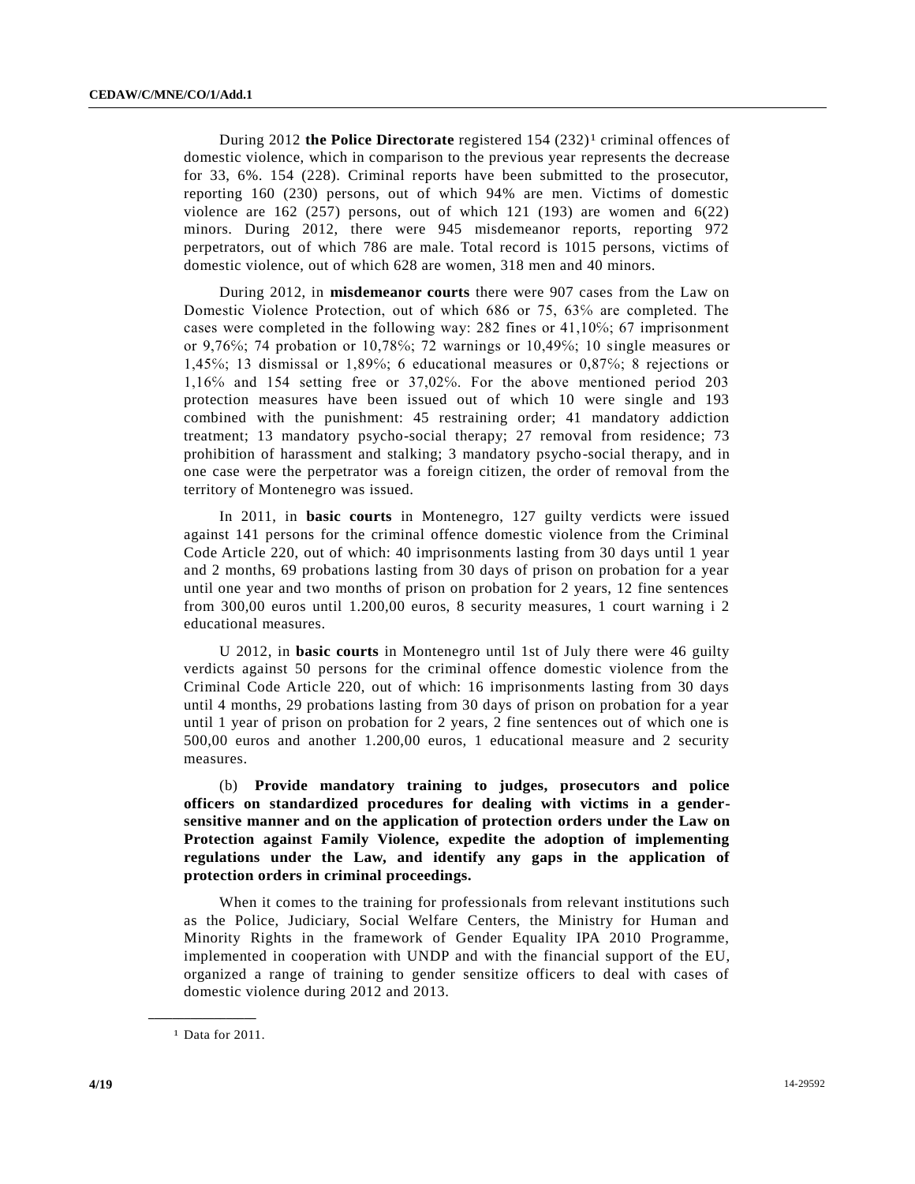During 2012 **the Police Directorate** registered 154 (232)[1] criminal offences of domestic violence, which in comparison to the previous year represents the decrease for 33, 6%. 154 (228). Criminal reports have been submitted to the prosecutor, reporting 160 (230) persons, out of which 94% are men. Victims of domestic violence are 162 (257) persons, out of which 121 (193) are women and 6(22) minors. During 2012, there were 945 misdemeanor reports, reporting 972 perpetrators, out of which 786 are male. Total record is 1015 persons, victims of domestic violence, out of which 628 are women, 318 men and 40 minors.

During 2012, in **misdemeanor courts** there were 907 cases from the Law on Domestic Violence Protection, out of which 686 or 75, 63% are completed. The cases were completed in the following way: 282 fines or 41,10%; 67 imprisonment or 9,76%; 74 probation or 10,78%; 72 warnings or 10,49%; 10 single measures or 1,45%; 13 dismissal or 1,89%; 6 educational measures or 0,87%; 8 rejections or 1,16% and 154 setting free or 37,02%. For the above mentioned period 203 protection measures have been issued out of which 10 were single and 193 combined with the punishment: 45 restraining order; 41 mandatory addiction treatment; 13 mandatory psycho-social therapy; 27 removal from residence; 73 prohibition of harassment and stalking; 3 mandatory psycho-social therapy, and in one case were the perpetrator was a foreign citizen, the order of removal from the territory of Montenegro was issued.

In 2011, in **basic courts** in Montenegro, 127 guilty verdicts were issued against 141 persons for the criminal offence domestic violence from the Criminal Code Article 220, out of which: 40 imprisonments lasting from 30 days until 1 year and 2 months, 69 probations lasting from 30 days of prison on probation for a year until one year and two months of prison on probation for 2 years, 12 fine sentences from 300,00 euros until 1.200,00 euros, 8 security measures, 1 court warning i 2 educational measures.

U 2012, in **basic courts** in Montenegro until 1st of July there were 46 guilty verdicts against 50 persons for the criminal offence domestic violence from the Criminal Code Article 220, out of which: 16 imprisonments lasting from 30 days until 4 months, 29 probations lasting from 30 days of prison on probation for a year until 1 year of prison on probation for 2 years, 2 fine sentences out of which one is 500,00 euros and another 1.200,00 euros, 1 educational measure and 2 security measures.

(b) **Provide mandatory training to judges, prosecutors and police officers on standardized procedures for dealing with victims in a gender-sensitive manner and on the application of protection orders under the Law on Protection against Family Violence, expedite the adoption of implementing regulations under the Law, and identify any gaps in the application of protection orders in criminal proceedings.**

When it comes to the training for professionals from relevant institutions such as the Police, Judiciary, Social Welfare Centers, the Ministry for Human and Minority Rights in the framework of Gender Equality IPA 2010 Programme, implemented in cooperation with UNDP and with the financial support of the EU, organized a range of training to gender sensitize officers to deal with cases of domestic violence during 2012 and 2013.

[1] Data for 2011.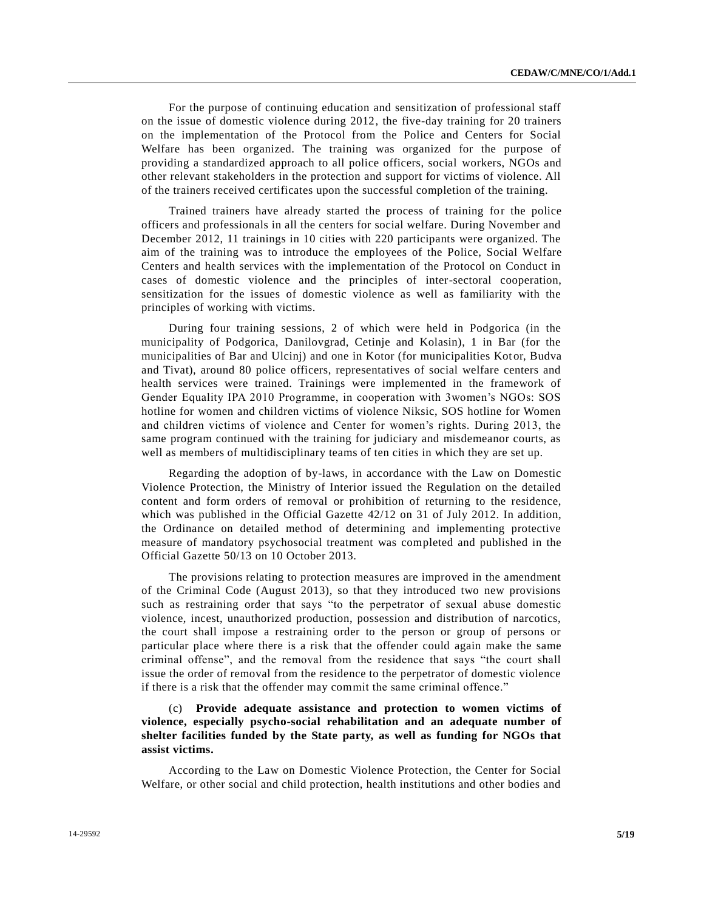For the purpose of continuing education and sensitization of professional staff on the issue of domestic violence during 2012, the five-day training for 20 trainers on the implementation of the Protocol from the Police and Centers for Social Welfare has been organized. The training was organized for the purpose of providing a standardized approach to all police officers, social workers, NGOs and other relevant stakeholders in the protection and support for victims of violence. All of the trainers received certificates upon the successful completion of the training.

Trained trainers have already started the process of training for the police officers and professionals in all the centers for social welfare. During November and December 2012, 11 trainings in 10 cities with 220 participants were organized. The aim of the training was to introduce the employees of the Police, Social Welfare Centers and health services with the implementation of the Protocol on Conduct in cases of domestic violence and the principles of inter-sectoral cooperation, sensitization for the issues of domestic violence as well as familiarity with the principles of working with victims.

During four training sessions, 2 of which were held in Podgorica (in the municipality of Podgorica, Danilovgrad, Cetinje and Kolasin), 1 in Bar (for the municipalities of Bar and Ulcinj) and one in Kotor (for municipalities Kotor, Budva and Tivat), around 80 police officers, representatives of social welfare centers and health services were trained. Trainings were implemented in the framework of Gender Equality IPA 2010 Programme, in cooperation with 3women's NGOs: SOS hotline for women and children victims of violence Niksic, SOS hotline for Women and children victims of violence and Center for women's rights. During 2013, the same program continued with the training for judiciary and misdemeanor courts, as well as members of multidisciplinary teams of ten cities in which they are set up.

Regarding the adoption of by-laws, in accordance with the Law on Domestic Violence Protection, the Ministry of Interior issued the Regulation on the detailed content and form orders of removal or prohibition of returning to the residence, which was published in the Official Gazette 42/12 on 31 of July 2012. In addition, the Ordinance on detailed method of determining and implementing protective measure of mandatory psychosocial treatment was completed and published in the Official Gazette 50/13 on 10 October 2013.

The provisions relating to protection measures are improved in the amendment of the Criminal Code (August 2013), so that they introduced two new provisions such as restraining order that says "to the perpetrator of sexual abuse domestic violence, incest, unauthorized production, possession and distribution of narcotics, the court shall impose a restraining order to the person or group of persons or particular place where there is a risk that the offender could again make the same criminal offense", and the removal from the residence that says "the court shall issue the order of removal from the residence to the perpetrator of domestic violence if there is a risk that the offender may commit the same criminal offence."

(c) **Provide adequate assistance and protection to women victims of violence, especially psycho-social rehabilitation and an adequate number of shelter facilities funded by the State party, as well as funding for NGOs that assist victims.**

According to the Law on Domestic Violence Protection, the Center for Social Welfare, or other social and child protection, health institutions and other bodies and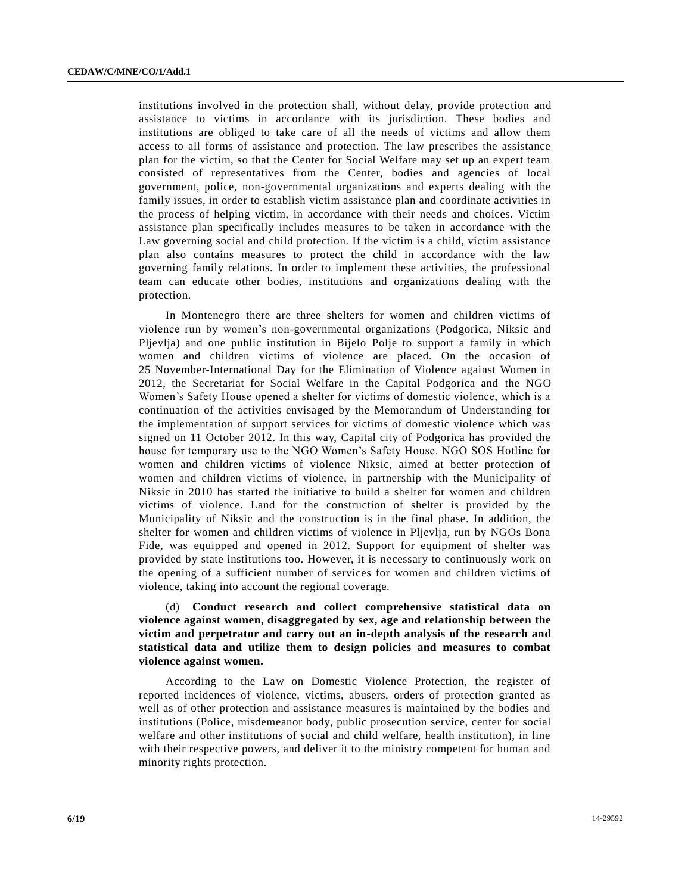institutions involved in the protection shall, without delay, provide protection and assistance to victims in accordance with its jurisdiction. These bodies and institutions are obliged to take care of all the needs of victims and allow them access to all forms of assistance and protection. The law prescribes the assistance plan for the victim, so that the Center for Social Welfare may set up an expert team consisted of representatives from the Center, bodies and agencies of local government, police, non-governmental organizations and experts dealing with the family issues, in order to establish victim assistance plan and coordinate activities in the process of helping victim, in accordance with their needs and choices. Victim assistance plan specifically includes measures to be taken in accordance with the Law governing social and child protection. If the victim is a child, victim assistance plan also contains measures to protect the child in accordance with the law governing family relations. In order to implement these activities, the professional team can educate other bodies, institutions and organizations dealing with the protection.

In Montenegro there are three shelters for women and children victims of violence run by women's non-governmental organizations (Podgorica, Niksic and Pljevlja) and one public institution in Bijelo Polje to support a family in which women and children victims of violence are placed. On the occasion of 25 November-International Day for the Elimination of Violence against Women in 2012, the Secretariat for Social Welfare in the Capital Podgorica and the NGO Women's Safety House opened a shelter for victims of domestic violence, which is a continuation of the activities envisaged by the Memorandum of Understanding for the implementation of support services for victims of domestic violence which was signed on 11 October 2012. In this way, Capital city of Podgorica has provided the house for temporary use to the NGO Women's Safety House. NGO SOS Hotline for women and children victims of violence Niksic, aimed at better protection of women and children victims of violence, in partnership with the Municipality of Niksic in 2010 has started the initiative to build a shelter for women and children victims of violence. Land for the construction of shelter is provided by the Municipality of Niksic and the construction is in the final phase. In addition, the shelter for women and children victims of violence in Pljevlja, run by NGOs Bona Fide, was equipped and opened in 2012. Support for equipment of shelter was provided by state institutions too. However, it is necessary to continuously work on the opening of a sufficient number of services for women and children victims of violence, taking into account the regional coverage.

(d) **Conduct research and collect comprehensive statistical data on violence against women, disaggregated by sex, age and relationship between the victim and perpetrator and carry out an in-depth analysis of the research and statistical data and utilize them to design policies and measures to combat violence against women.**

According to the Law on Domestic Violence Protection, the register of reported incidences of violence, victims, abusers, orders of protection granted as well as of other protection and assistance measures is maintained by the bodies and institutions (Police, misdemeanor body, public prosecution service, center for social welfare and other institutions of social and child welfare, health institution), in line with their respective powers, and deliver it to the ministry competent for human and minority rights protection.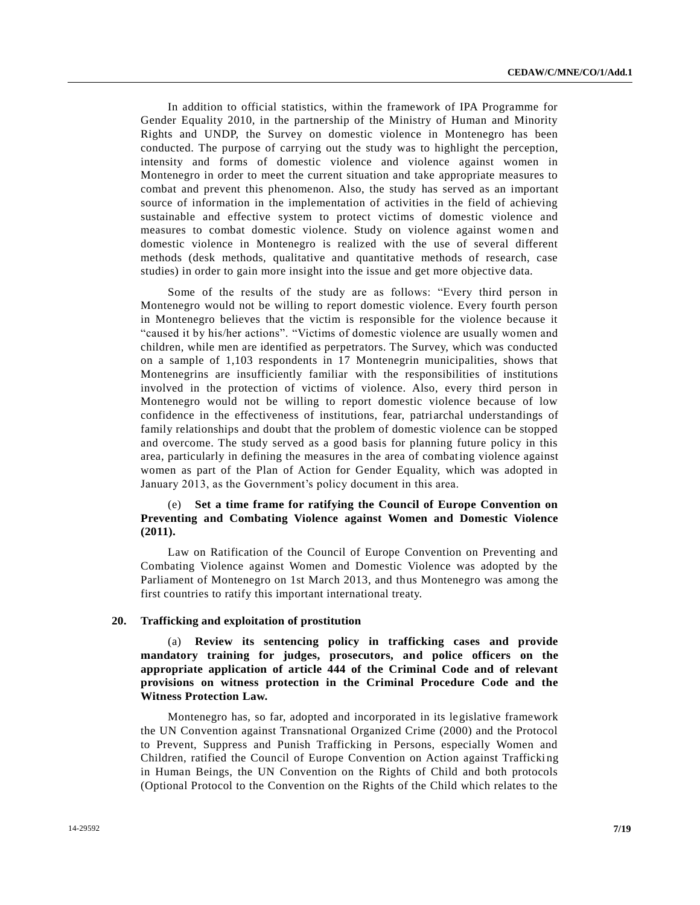In addition to official statistics, within the framework of IPA Programme for Gender Equality 2010, in the partnership of the Ministry of Human and Minority Rights and UNDP, the Survey on domestic violence in Montenegro has been conducted. The purpose of carrying out the study was to highlight the perception, intensity and forms of domestic violence and violence against women in Montenegro in order to meet the current situation and take appropriate measures to combat and prevent this phenomenon. Also, the study has served as an important source of information in the implementation of activities in the field of achieving sustainable and effective system to protect victims of domestic violence and measures to combat domestic violence. Study on violence against women and domestic violence in Montenegro is realized with the use of several different methods (desk methods, qualitative and quantitative methods of research, case studies) in order to gain more insight into the issue and get more objective data.

Some of the results of the study are as follows: "Every third person in Montenegro would not be willing to report domestic violence. Every fourth person in Montenegro believes that the victim is responsible for the violence because it "caused it by his/her actions". "Victims of domestic violence are usually women and children, while men are identified as perpetrators. The Survey, which was conducted on a sample of 1,103 respondents in 17 Montenegrin municipalities, shows that Montenegrins are insufficiently familiar with the responsibilities of institutions involved in the protection of victims of violence. Also, every third person in Montenegro would not be willing to report domestic violence because of low confidence in the effectiveness of institutions, fear, patriarchal understandings of family relationships and doubt that the problem of domestic violence can be stopped and overcome. The study served as a good basis for planning future policy in this area, particularly in defining the measures in the area of combating violence against women as part of the Plan of Action for Gender Equality, which was adopted in January 2013, as the Government's policy document in this area.

(e) **Set a time frame for ratifying the Council of Europe Convention on Preventing and Combating Violence against Women and Domestic Violence (2011).**

Law on Ratification of the Council of Europe Convention on Preventing and Combating Violence against Women and Domestic Violence was adopted by the Parliament of Montenegro on 1st March 2013, and thus Montenegro was among the first countries to ratify this important international treaty.

## 20. Trafficking and exploitation of prostitution

(a) **Review its sentencing policy in trafficking cases and provide mandatory training for judges, prosecutors, and police officers on the appropriate application of article 444 of the Criminal Code and of relevant provisions on witness protection in the Criminal Procedure Code and the Witness Protection Law.**

Montenegro has, so far, adopted and incorporated in its legislative framework the UN Convention against Transnational Organized Crime (2000) and the Protocol to Prevent, Suppress and Punish Trafficking in Persons, especially Women and Children, ratified the Council of Europe Convention on Action against Trafficking in Human Beings, the UN Convention on the Rights of Child and both protocols (Optional Protocol to the Convention on the Rights of the Child which relates to the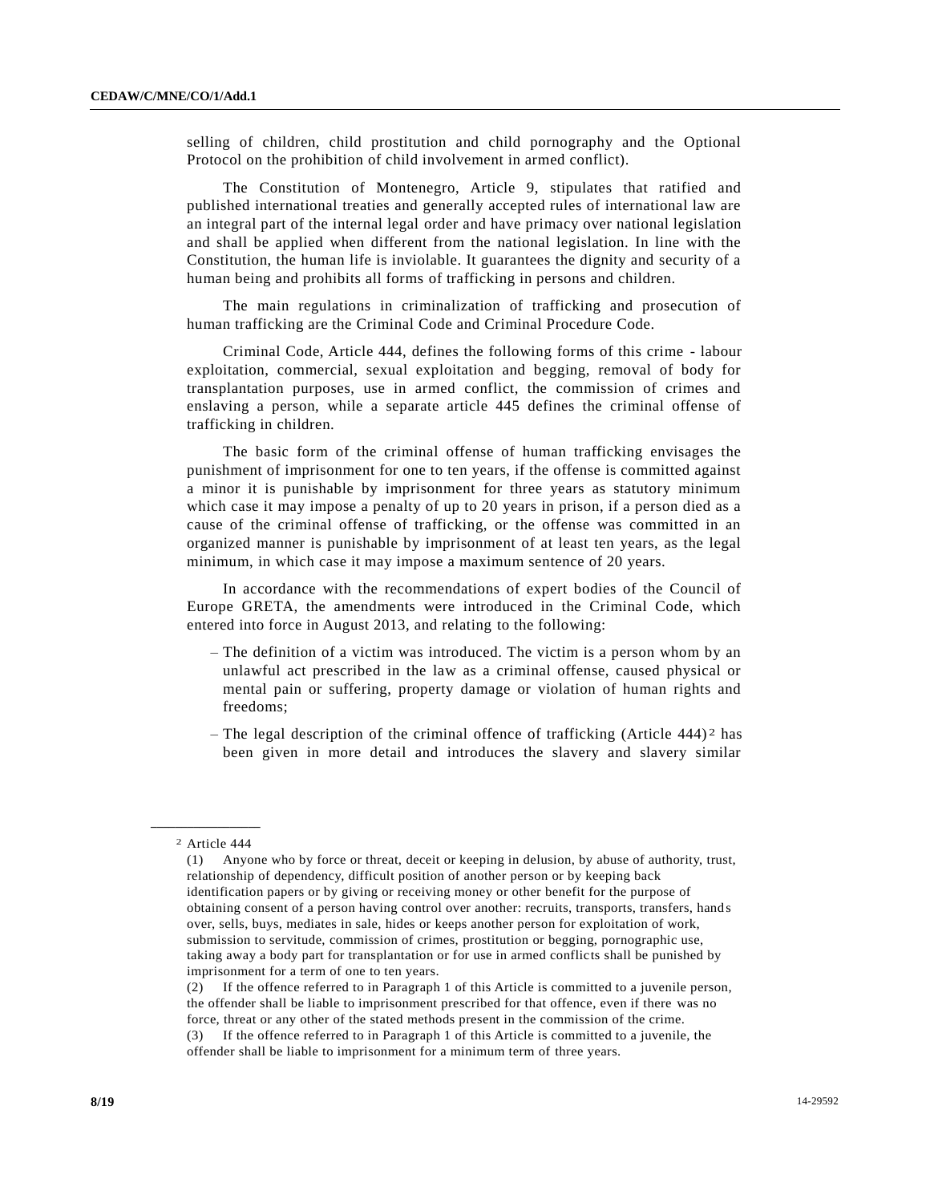selling of children, child prostitution and child pornography and the Optional Protocol on the prohibition of child involvement in armed conflict).

The Constitution of Montenegro, Article 9, stipulates that ratified and published international treaties and generally accepted rules of international law are an integral part of the internal legal order and have primacy over national legislation and shall be applied when different from the national legislation. In line with the Constitution, the human life is inviolable. It guarantees the dignity and security of a human being and prohibits all forms of trafficking in persons and children.

The main regulations in criminalization of trafficking and prosecution of human trafficking are the Criminal Code and Criminal Procedure Code.

Criminal Code, Article 444, defines the following forms of this crime - labour exploitation, commercial, sexual exploitation and begging, removal of body for transplantation purposes, use in armed conflict, the commission of crimes and enslaving a person, while a separate article 445 defines the criminal offense of trafficking in children.

The basic form of the criminal offense of human trafficking envisages the punishment of imprisonment for one to ten years, if the offense is committed against a minor it is punishable by imprisonment for three years as statutory minimum which case it may impose a penalty of up to 20 years in prison, if a person died as a cause of the criminal offense of trafficking, or the offense was committed in an organized manner is punishable by imprisonment of at least ten years, as the legal minimum, in which case it may impose a maximum sentence of 20 years.

In accordance with the recommendations of expert bodies of the Council of Europe GRETA, the amendments were introduced in the Criminal Code, which entered into force in August 2013, and relating to the following:

– The definition of a victim was introduced. The victim is a person whom by an unlawful act prescribed in the law as a criminal offense, caused physical or mental pain or suffering, property damage or violation of human rights and freedoms;

– The legal description of the criminal offence of trafficking (Article 444)[2] has been given in more detail and introduces the slavery and slavery similar

---

[2] Article 444

(1) Anyone who by force or threat, deceit or keeping in delusion, by abuse of authority, trust, relationship of dependency, difficult position of another person or by keeping back identification papers or by giving or receiving money or other benefit for the purpose of obtaining consent of a person having control over another: recruits, transports, transfers, hands over, sells, buys, mediates in sale, hides or keeps another person for exploitation of work, submission to servitude, commission of crimes, prostitution or begging, pornographic use, taking away a body part for transplantation or for use in armed conflicts shall be punished by imprisonment for a term of one to ten years.

(2) If the offence referred to in Paragraph 1 of this Article is committed to a juvenile person, the offender shall be liable to imprisonment prescribed for that offence, even if there was no force, threat or any other of the stated methods present in the commission of the crime.

(3) If the offence referred to in Paragraph 1 of this Article is committed to a juvenile, the offender shall be liable to imprisonment for a minimum term of three years.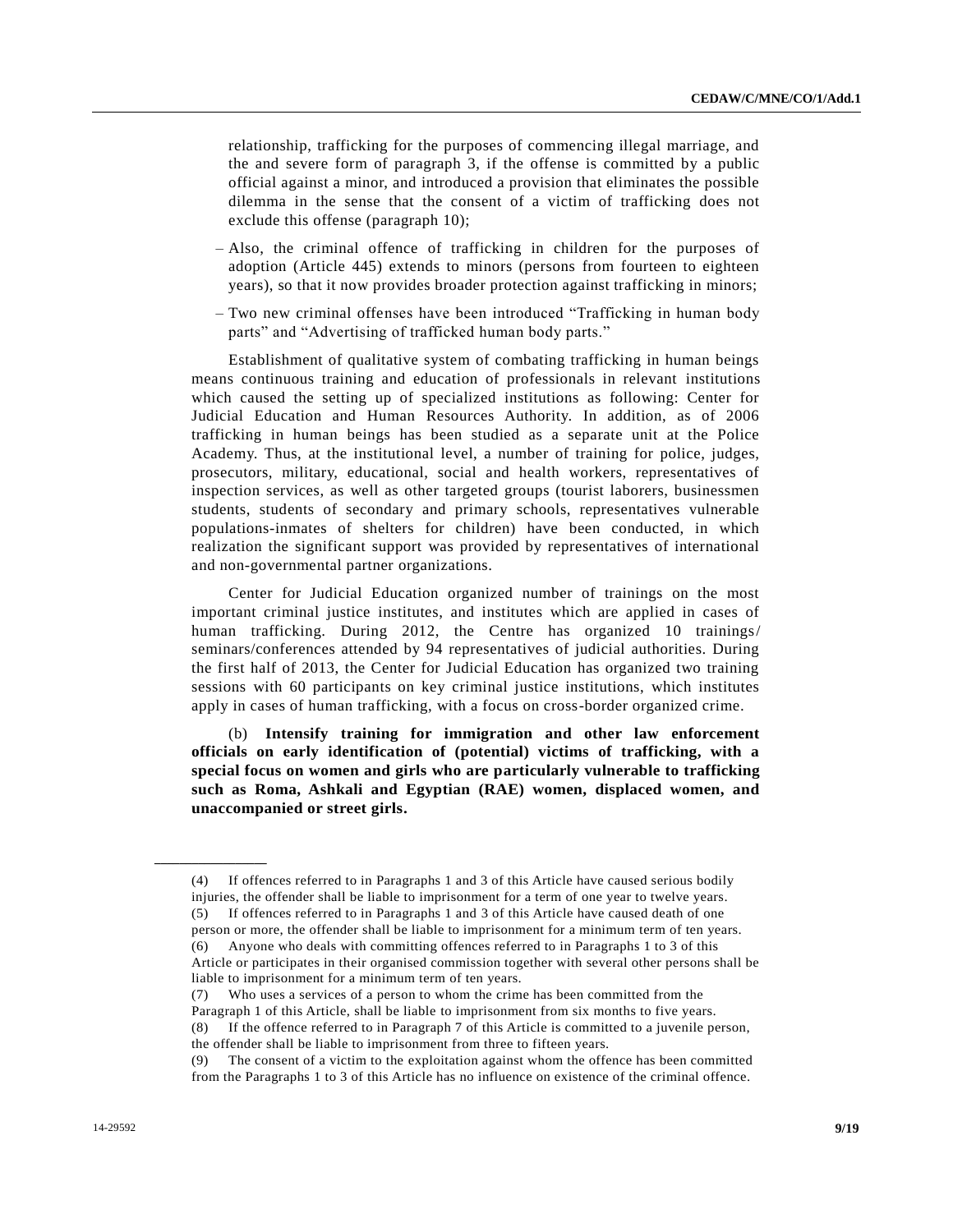relationship, trafficking for the purposes of commencing illegal marriage, and the and severe form of paragraph 3, if the offense is committed by a public official against a minor, and introduced a provision that eliminates the possible dilemma in the sense that the consent of a victim of trafficking does not exclude this offense (paragraph 10);

- Also, the criminal offence of trafficking in children for the purposes of adoption (Article 445) extends to minors (persons from fourteen to eighteen years), so that it now provides broader protection against trafficking in minors;
- Two new criminal offenses have been introduced "Trafficking in human body parts" and "Advertising of trafficked human body parts."

Establishment of qualitative system of combating trafficking in human beings means continuous training and education of professionals in relevant institutions which caused the setting up of specialized institutions as following: Center for Judicial Education and Human Resources Authority. In addition, as of 2006 trafficking in human beings has been studied as a separate unit at the Police Academy. Thus, at the institutional level, a number of training for police, judges, prosecutors, military, educational, social and health workers, representatives of inspection services, as well as other targeted groups (tourist laborers, businessmen students, students of secondary and primary schools, representatives vulnerable populations-inmates of shelters for children) have been conducted, in which realization the significant support was provided by representatives of international and non-governmental partner organizations.

Center for Judicial Education organized number of trainings on the most important criminal justice institutes, and institutes which are applied in cases of human trafficking. During 2012, the Centre has organized 10 trainings/seminars/conferences attended by 94 representatives of judicial authorities. During the first half of 2013, the Center for Judicial Education has organized two training sessions with 60 participants on key criminal justice institutions, which institutes apply in cases of human trafficking, with a focus on cross-border organized crime.

(b) **Intensify training for immigration and other law enforcement officials on early identification of (potential) victims of trafficking, with a special focus on women and girls who are particularly vulnerable to trafficking such as Roma, Ashkali and Egyptian (RAE) women, displaced women, and unaccompanied or street girls.**

---

(4) If offences referred to in Paragraphs 1 and 3 of this Article have caused serious bodily injuries, the offender shall be liable to imprisonment for a term of one year to twelve years.
(5) If offences referred to in Paragraphs 1 and 3 of this Article have caused death of one person or more, the offender shall be liable to imprisonment for a minimum term of ten years.
(6) Anyone who deals with committing offences referred to in Paragraphs 1 to 3 of this Article or participates in their organised commission together with several other persons shall be liable to imprisonment for a minimum term of ten years.
(7) Who uses a services of a person to whom the crime has been committed from the Paragraph 1 of this Article, shall be liable to imprisonment from six months to five years.
(8) If the offence referred to in Paragraph 7 of this Article is committed to a juvenile person, the offender shall be liable to imprisonment from three to fifteen years.
(9) The consent of a victim to the exploitation against whom the offence has been committed from the Paragraphs 1 to 3 of this Article has no influence on existence of the criminal offence.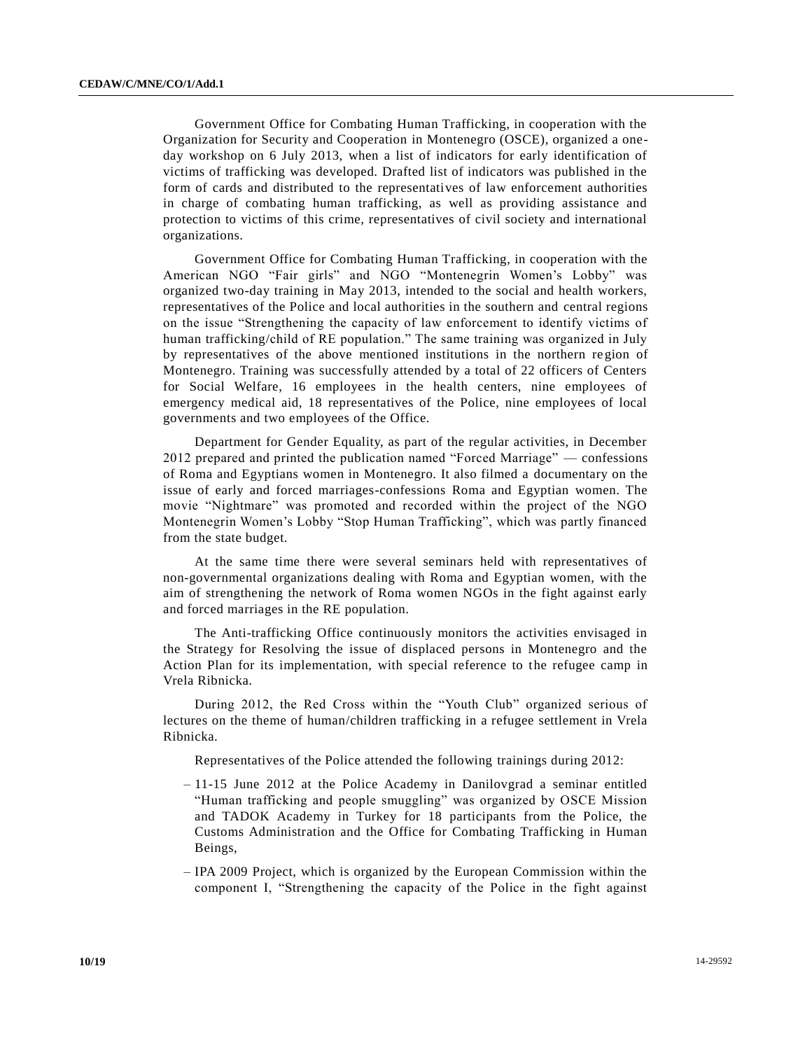Government Office for Combating Human Trafficking, in cooperation with the Organization for Security and Cooperation in Montenegro (OSCE), organized a one-day workshop on 6 July 2013, when a list of indicators for early identification of victims of trafficking was developed. Drafted list of indicators was published in the form of cards and distributed to the representatives of law enforcement authorities in charge of combating human trafficking, as well as providing assistance and protection to victims of this crime, representatives of civil society and international organizations.

Government Office for Combating Human Trafficking, in cooperation with the American NGO "Fair girls" and NGO "Montenegrin Women's Lobby" was organized two-day training in May 2013, intended to the social and health workers, representatives of the Police and local authorities in the southern and central regions on the issue "Strengthening the capacity of law enforcement to identify victims of human trafficking/child of RE population." The same training was organized in July by representatives of the above mentioned institutions in the northern region of Montenegro. Training was successfully attended by a total of 22 officers of Centers for Social Welfare, 16 employees in the health centers, nine employees of emergency medical aid, 18 representatives of the Police, nine employees of local governments and two employees of the Office.

Department for Gender Equality, as part of the regular activities, in December 2012 prepared and printed the publication named "Forced Marriage" — confessions of Roma and Egyptians women in Montenegro. It also filmed a documentary on the issue of early and forced marriages-confessions Roma and Egyptian women. The movie "Nightmare" was promoted and recorded within the project of the NGO Montenegrin Women's Lobby "Stop Human Trafficking", which was partly financed from the state budget.

At the same time there were several seminars held with representatives of non-governmental organizations dealing with Roma and Egyptian women, with the aim of strengthening the network of Roma women NGOs in the fight against early and forced marriages in the RE population.

The Anti-trafficking Office continuously monitors the activities envisaged in the Strategy for Resolving the issue of displaced persons in Montenegro and the Action Plan for its implementation, with special reference to the refugee camp in Vrela Ribnicka.

During 2012, the Red Cross within the "Youth Club" organized serious of lectures on the theme of human/children trafficking in a refugee settlement in Vrela Ribnicka.

Representatives of the Police attended the following trainings during 2012:

– 11-15 June 2012 at the Police Academy in Danilovgrad a seminar entitled "Human trafficking and people smuggling" was organized by OSCE Mission and TADOK Academy in Turkey for 18 participants from the Police, the Customs Administration and the Office for Combating Trafficking in Human Beings,

– IPA 2009 Project, which is organized by the European Commission within the component I, "Strengthening the capacity of the Police in the fight against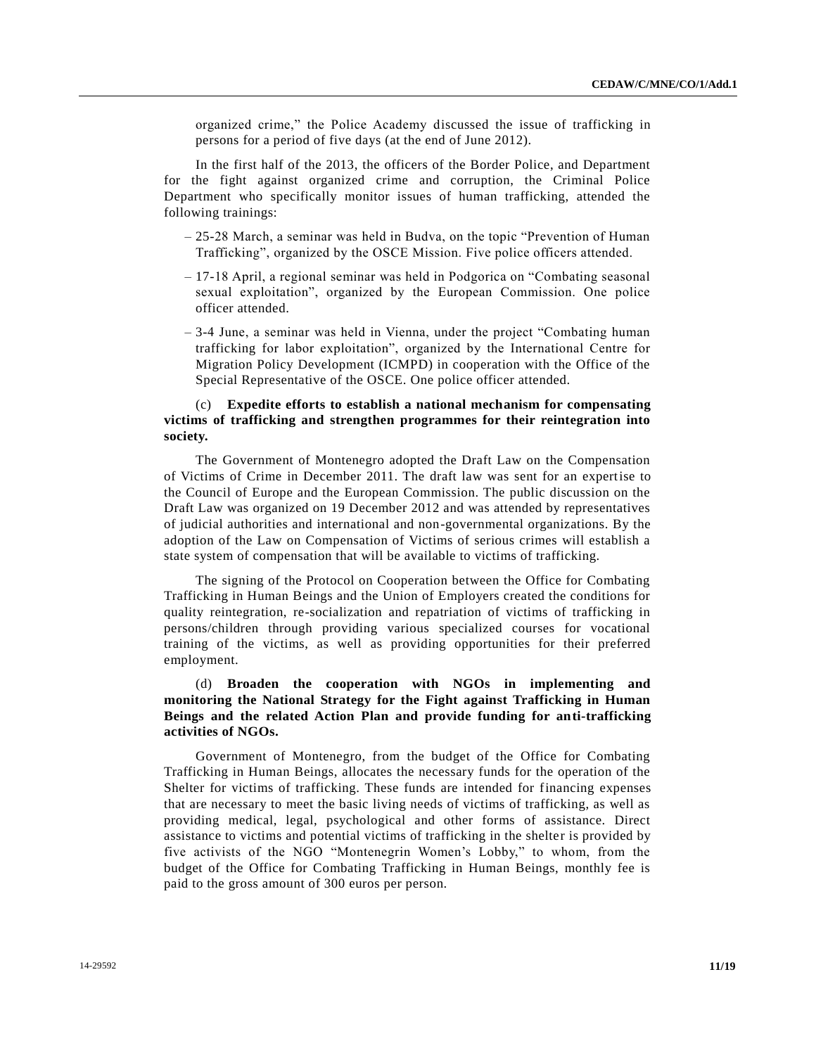organized crime," the Police Academy discussed the issue of trafficking in persons for a period of five days (at the end of June 2012).

In the first half of the 2013, the officers of the Border Police, and Department for the fight against organized crime and corruption, the Criminal Police Department who specifically monitor issues of human trafficking, attended the following trainings:

- 25-28 March, a seminar was held in Budva, on the topic "Prevention of Human Trafficking", organized by the OSCE Mission. Five police officers attended.
- 17-18 April, a regional seminar was held in Podgorica on "Combating seasonal sexual exploitation", organized by the European Commission. One police officer attended.
- 3-4 June, a seminar was held in Vienna, under the project "Combating human trafficking for labor exploitation", organized by the International Centre for Migration Policy Development (ICMPD) in cooperation with the Office of the Special Representative of the OSCE. One police officer attended.

(c) **Expedite efforts to establish a national mechanism for compensating victims of trafficking and strengthen programmes for their reintegration into society.**

The Government of Montenegro adopted the Draft Law on the Compensation of Victims of Crime in December 2011. The draft law was sent for an expertise to the Council of Europe and the European Commission. The public discussion on the Draft Law was organized on 19 December 2012 and was attended by representatives of judicial authorities and international and non-governmental organizations. By the adoption of the Law on Compensation of Victims of serious crimes will establish a state system of compensation that will be available to victims of trafficking.

The signing of the Protocol on Cooperation between the Office for Combating Trafficking in Human Beings and the Union of Employers created the conditions for quality reintegration, re-socialization and repatriation of victims of trafficking in persons/children through providing various specialized courses for vocational training of the victims, as well as providing opportunities for their preferred employment.

(d) **Broaden the cooperation with NGOs in implementing and monitoring the National Strategy for the Fight against Trafficking in Human Beings and the related Action Plan and provide funding for anti-trafficking activities of NGOs.**

Government of Montenegro, from the budget of the Office for Combating Trafficking in Human Beings, allocates the necessary funds for the operation of the Shelter for victims of trafficking. These funds are intended for financing expenses that are necessary to meet the basic living needs of victims of trafficking, as well as providing medical, legal, psychological and other forms of assistance. Direct assistance to victims and potential victims of trafficking in the shelter is provided by five activists of the NGO "Montenegrin Women's Lobby," to whom, from the budget of the Office for Combating Trafficking in Human Beings, monthly fee is paid to the gross amount of 300 euros per person.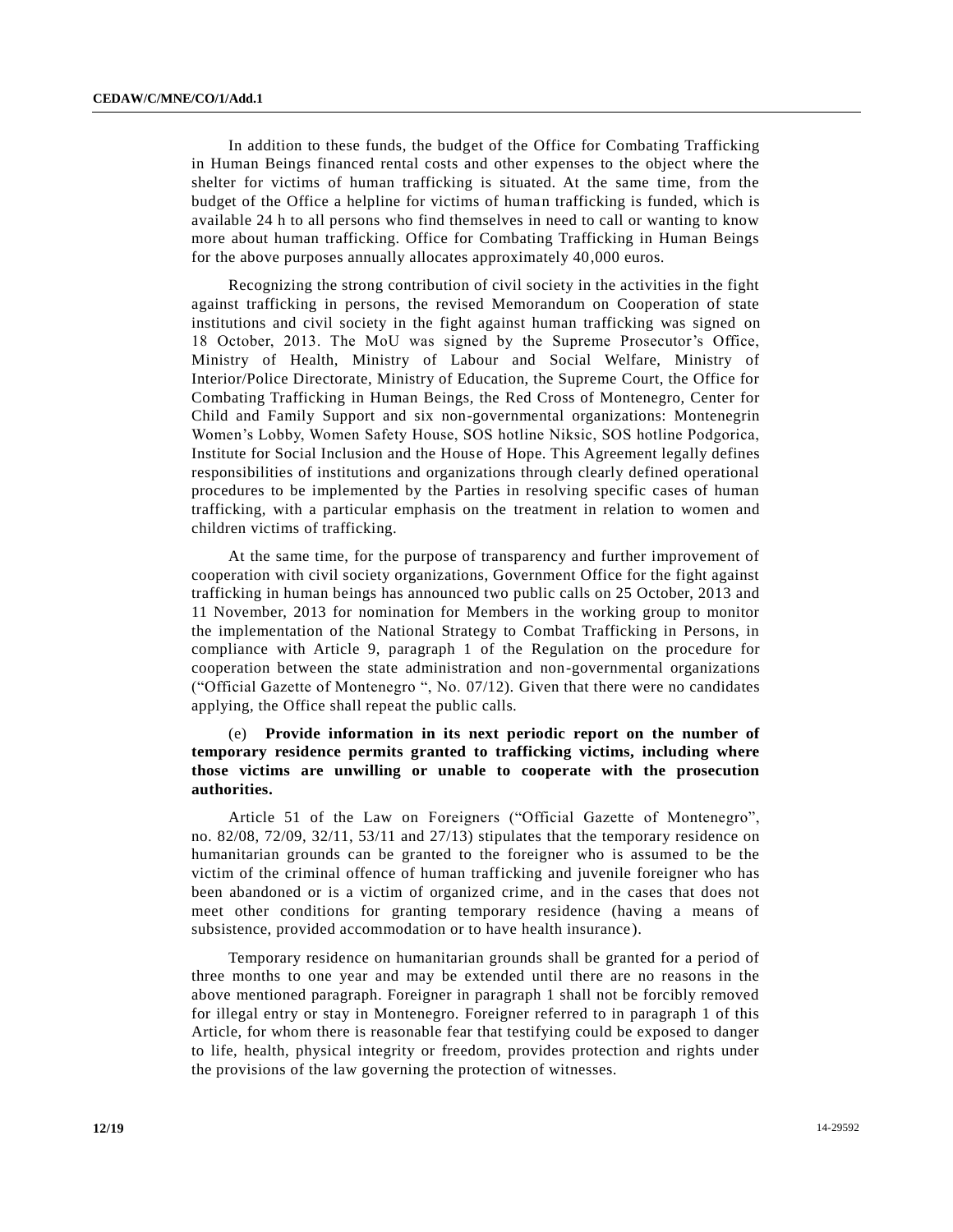In addition to these funds, the budget of the Office for Combating Trafficking in Human Beings financed rental costs and other expenses to the object where the shelter for victims of human trafficking is situated. At the same time, from the budget of the Office a helpline for victims of human trafficking is funded, which is available 24 h to all persons who find themselves in need to call or wanting to know more about human trafficking. Office for Combating Trafficking in Human Beings for the above purposes annually allocates approximately 40,000 euros.

Recognizing the strong contribution of civil society in the activities in the fight against trafficking in persons, the revised Memorandum on Cooperation of state institutions and civil society in the fight against human trafficking was signed on 18 October, 2013. The MoU was signed by the Supreme Prosecutor's Office, Ministry of Health, Ministry of Labour and Social Welfare, Ministry of Interior/Police Directorate, Ministry of Education, the Supreme Court, the Office for Combating Trafficking in Human Beings, the Red Cross of Montenegro, Center for Child and Family Support and six non-governmental organizations: Montenegrin Women's Lobby, Women Safety House, SOS hotline Niksic, SOS hotline Podgorica, Institute for Social Inclusion and the House of Hope. This Agreement legally defines responsibilities of institutions and organizations through clearly defined operational procedures to be implemented by the Parties in resolving specific cases of human trafficking, with a particular emphasis on the treatment in relation to women and children victims of trafficking.

At the same time, for the purpose of transparency and further improvement of cooperation with civil society organizations, Government Office for the fight against trafficking in human beings has announced two public calls on 25 October, 2013 and 11 November, 2013 for nomination for Members in the working group to monitor the implementation of the National Strategy to Combat Trafficking in Persons, in compliance with Article 9, paragraph 1 of the Regulation on the procedure for cooperation between the state administration and non-governmental organizations ("Official Gazette of Montenegro ", No. 07/12). Given that there were no candidates applying, the Office shall repeat the public calls.

(e) **Provide information in its next periodic report on the number of temporary residence permits granted to trafficking victims, including where those victims are unwilling or unable to cooperate with the prosecution authorities.**

Article 51 of the Law on Foreigners ("Official Gazette of Montenegro", no. 82/08, 72/09, 32/11, 53/11 and 27/13) stipulates that the temporary residence on humanitarian grounds can be granted to the foreigner who is assumed to be the victim of the criminal offence of human trafficking and juvenile foreigner who has been abandoned or is a victim of organized crime, and in the cases that does not meet other conditions for granting temporary residence (having a means of subsistence, provided accommodation or to have health insurance).

Temporary residence on humanitarian grounds shall be granted for a period of three months to one year and may be extended until there are no reasons in the above mentioned paragraph. Foreigner in paragraph 1 shall not be forcibly removed for illegal entry or stay in Montenegro. Foreigner referred to in paragraph 1 of this Article, for whom there is reasonable fear that testifying could be exposed to danger to life, health, physical integrity or freedom, provides protection and rights under the provisions of the law governing the protection of witnesses.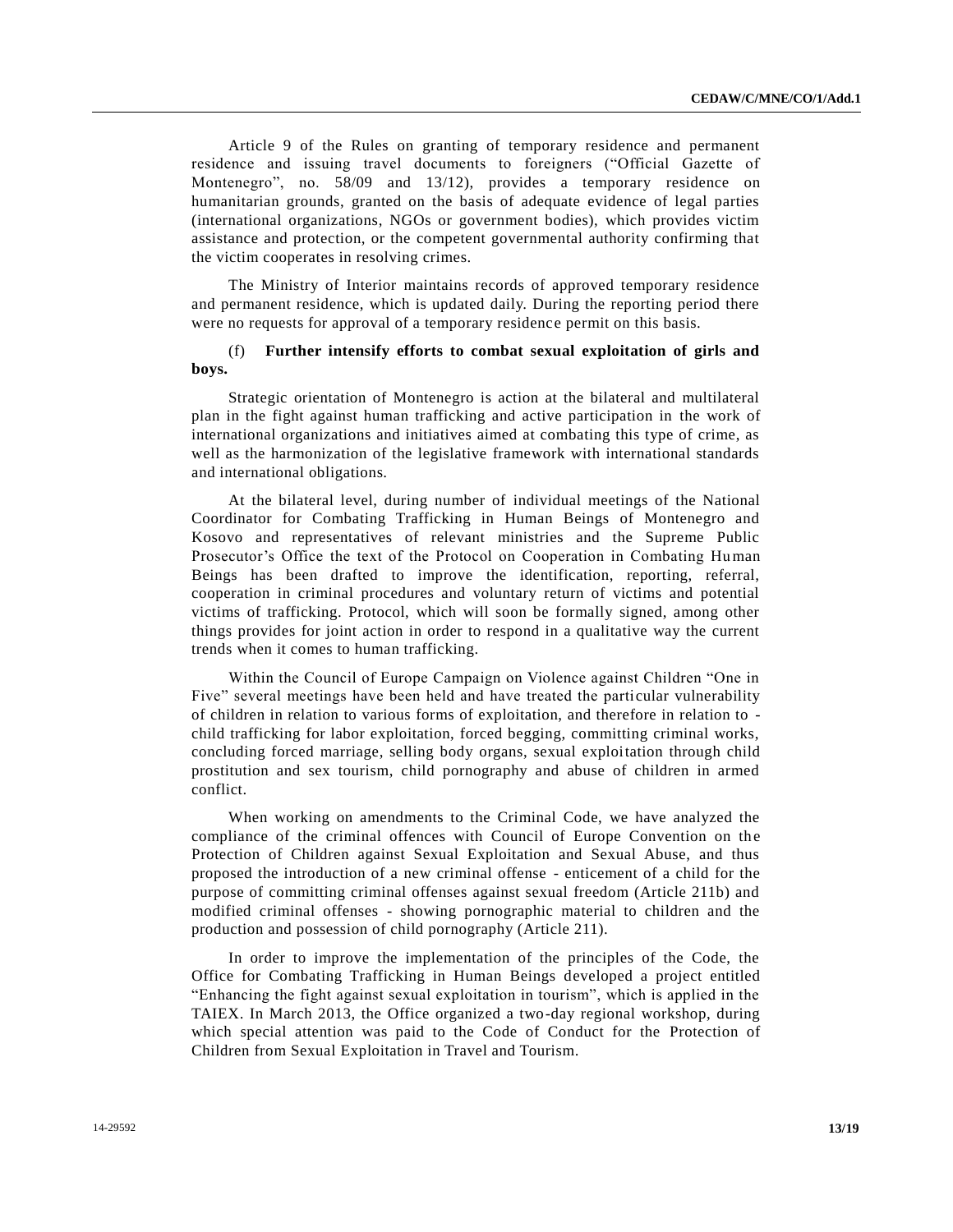Article 9 of the Rules on granting of temporary residence and permanent residence and issuing travel documents to foreigners ("Official Gazette of Montenegro", no. 58/09 and 13/12), provides a temporary residence on humanitarian grounds, granted on the basis of adequate evidence of legal parties (international organizations, NGOs or government bodies), which provides victim assistance and protection, or the competent governmental authority confirming that the victim cooperates in resolving crimes.

The Ministry of Interior maintains records of approved temporary residence and permanent residence, which is updated daily. During the reporting period there were no requests for approval of a temporary residence permit on this basis.

(f) **Further intensify efforts to combat sexual exploitation of girls and boys.**

Strategic orientation of Montenegro is action at the bilateral and multilateral plan in the fight against human trafficking and active participation in the work of international organizations and initiatives aimed at combating this type of crime, as well as the harmonization of the legislative framework with international standards and international obligations.

At the bilateral level, during number of individual meetings of the National Coordinator for Combating Trafficking in Human Beings of Montenegro and Kosovo and representatives of relevant ministries and the Supreme Public Prosecutor's Office the text of the Protocol on Cooperation in Combating Human Beings has been drafted to improve the identification, reporting, referral, cooperation in criminal procedures and voluntary return of victims and potential victims of trafficking. Protocol, which will soon be formally signed, among other things provides for joint action in order to respond in a qualitative way the current trends when it comes to human trafficking.

Within the Council of Europe Campaign on Violence against Children "One in Five" several meetings have been held and have treated the particular vulnerability of children in relation to various forms of exploitation, and therefore in relation to - child trafficking for labor exploitation, forced begging, committing criminal works, concluding forced marriage, selling body organs, sexual exploitation through child prostitution and sex tourism, child pornography and abuse of children in armed conflict.

When working on amendments to the Criminal Code, we have analyzed the compliance of the criminal offences with Council of Europe Convention on the Protection of Children against Sexual Exploitation and Sexual Abuse, and thus proposed the introduction of a new criminal offense - enticement of a child for the purpose of committing criminal offenses against sexual freedom (Article 211b) and modified criminal offenses - showing pornographic material to children and the production and possession of child pornography (Article 211).

In order to improve the implementation of the principles of the Code, the Office for Combating Trafficking in Human Beings developed a project entitled "Enhancing the fight against sexual exploitation in tourism", which is applied in the TAIEX. In March 2013, the Office organized a two-day regional workshop, during which special attention was paid to the Code of Conduct for the Protection of Children from Sexual Exploitation in Travel and Tourism.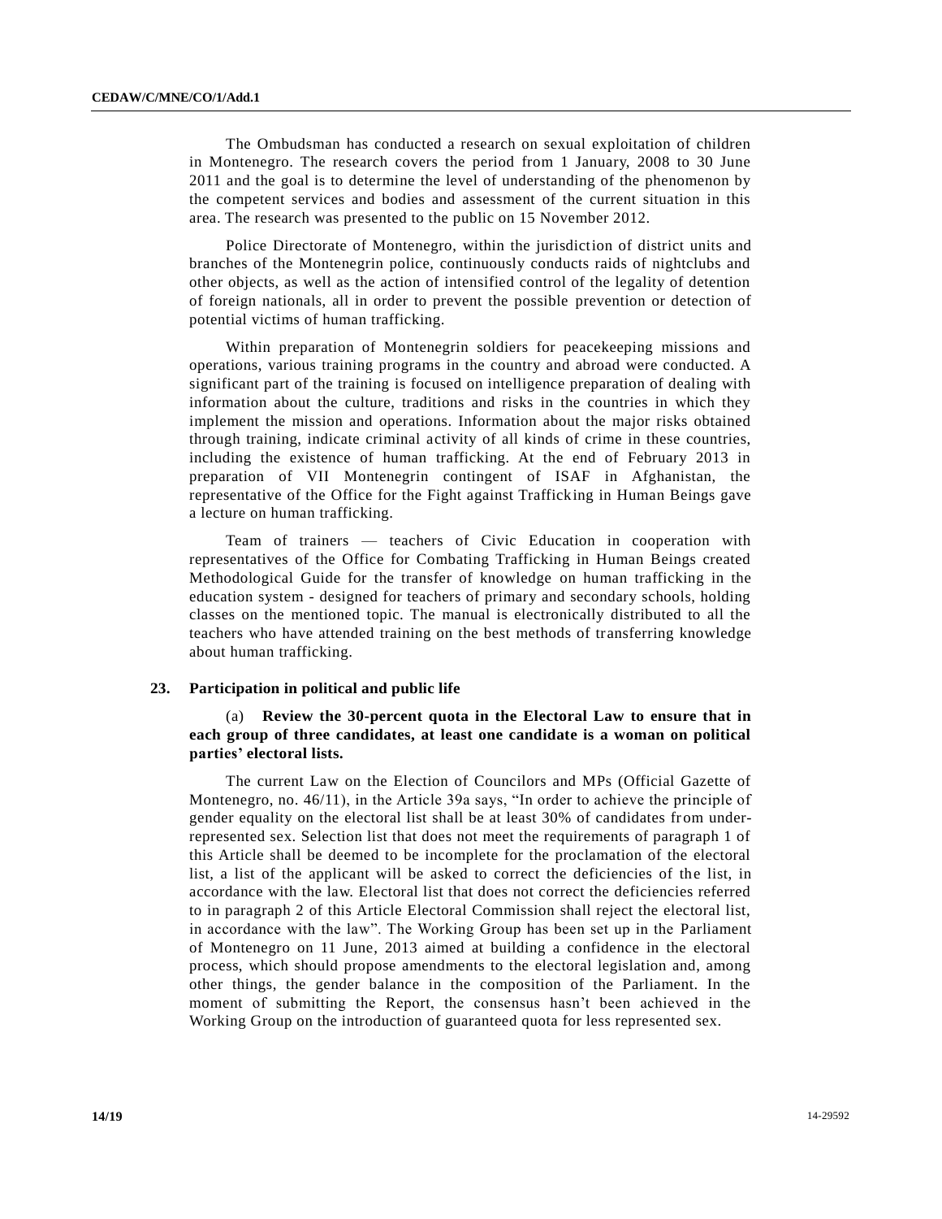The Ombudsman has conducted a research on sexual exploitation of children in Montenegro. The research covers the period from 1 January, 2008 to 30 June 2011 and the goal is to determine the level of understanding of the phenomenon by the competent services and bodies and assessment of the current situation in this area. The research was presented to the public on 15 November 2012.

Police Directorate of Montenegro, within the jurisdiction of district units and branches of the Montenegrin police, continuously conducts raids of nightclubs and other objects, as well as the action of intensified control of the legality of detention of foreign nationals, all in order to prevent the possible prevention or detection of potential victims of human trafficking.

Within preparation of Montenegrin soldiers for peacekeeping missions and operations, various training programs in the country and abroad were conducted. A significant part of the training is focused on intelligence preparation of dealing with information about the culture, traditions and risks in the countries in which they implement the mission and operations. Information about the major risks obtained through training, indicate criminal activity of all kinds of crime in these countries, including the existence of human trafficking. At the end of February 2013 in preparation of VII Montenegrin contingent of ISAF in Afghanistan, the representative of the Office for the Fight against Trafficking in Human Beings gave a lecture on human trafficking.

Team of trainers — teachers of Civic Education in cooperation with representatives of the Office for Combating Trafficking in Human Beings created Methodological Guide for the transfer of knowledge on human trafficking in the education system - designed for teachers of primary and secondary schools, holding classes on the mentioned topic. The manual is electronically distributed to all the teachers who have attended training on the best methods of transferring knowledge about human trafficking.

## 23. Participation in political and public life

(a) **Review the 30-percent quota in the Electoral Law to ensure that in each group of three candidates, at least one candidate is a woman on political parties' electoral lists.**

The current Law on the Election of Councilors and MPs (Official Gazette of Montenegro, no. 46/11), in the Article 39a says, "In order to achieve the principle of gender equality on the electoral list shall be at least 30% of candidates from under-represented sex. Selection list that does not meet the requirements of paragraph 1 of this Article shall be deemed to be incomplete for the proclamation of the electoral list, a list of the applicant will be asked to correct the deficiencies of the list, in accordance with the law. Electoral list that does not correct the deficiencies referred to in paragraph 2 of this Article Electoral Commission shall reject the electoral list, in accordance with the law". The Working Group has been set up in the Parliament of Montenegro on 11 June, 2013 aimed at building a confidence in the electoral process, which should propose amendments to the electoral legislation and, among other things, the gender balance in the composition of the Parliament. In the moment of submitting the Report, the consensus hasn't been achieved in the Working Group on the introduction of guaranteed quota for less represented sex.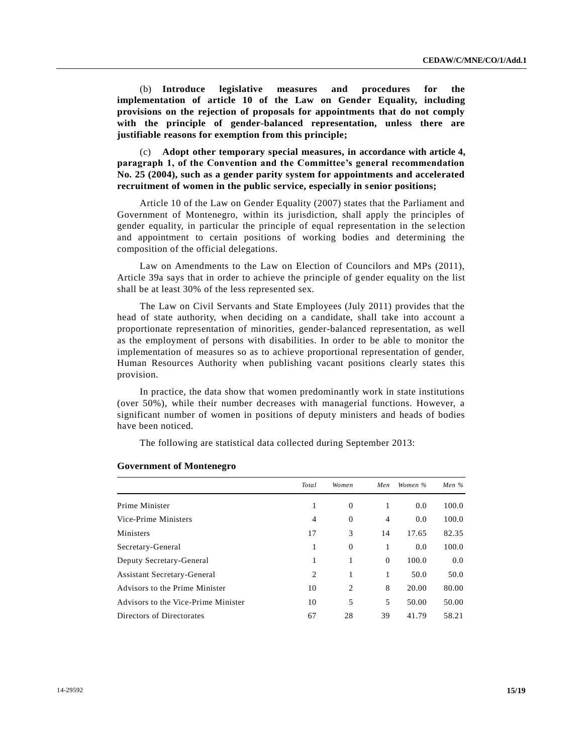(b) **Introduce legislative measures and procedures for the implementation of article 10 of the Law on Gender Equality, including provisions on the rejection of proposals for appointments that do not comply with the principle of gender-balanced representation, unless there are justifiable reasons for exemption from this principle;**

(c) **Adopt other temporary special measures, in accordance with article 4, paragraph 1, of the Convention and the Committee's general recommendation No. 25 (2004), such as a gender parity system for appointments and accelerated recruitment of women in the public service, especially in senior positions;**

Article 10 of the Law on Gender Equality (2007) states that the Parliament and Government of Montenegro, within its jurisdiction, shall apply the principles of gender equality, in particular the principle of equal representation in the selection and appointment to certain positions of working bodies and determining the composition of the official delegations.

Law on Amendments to the Law on Election of Councilors and MPs (2011), Article 39a says that in order to achieve the principle of gender equality on the list shall be at least 30% of the less represented sex.

The Law on Civil Servants and State Employees (July 2011) provides that the head of state authority, when deciding on a candidate, shall take into account a proportionate representation of minorities, gender-balanced representation, as well as the employment of persons with disabilities. In order to be able to monitor the implementation of measures so as to achieve proportional representation of gender, Human Resources Authority when publishing vacant positions clearly states this provision.

In practice, the data show that women predominantly work in state institutions (over 50%), while their number decreases with managerial functions. However, a significant number of women in positions of deputy ministers and heads of bodies have been noticed.

The following are statistical data collected during September 2013:

**Government of Montenegro**

| | *Total* | *Women* | *Men* | *Women %* | *Men %* |
|---|---|---|---|---|---|
| Prime Minister | 1 | 0 | 1 | 0.0 | 100.0 |
| Vice-Prime Ministers | 4 | 0 | 4 | 0.0 | 100.0 |
| Ministers | 17 | 3 | 14 | 17.65 | 82.35 |
| Secretary-General | 1 | 0 | 1 | 0.0 | 100.0 |
| Deputy Secretary-General | 1 | 1 | 0 | 100.0 | 0.0 |
| Assistant Secretary-General | 2 | 1 | 1 | 50.0 | 50.0 |
| Advisors to the Prime Minister | 10 | 2 | 8 | 20.00 | 80.00 |
| Advisors to the Vice-Prime Minister | 10 | 5 | 5 | 50.00 | 50.00 |
| Directors of Directorates | 67 | 28 | 39 | 41.79 | 58.21 |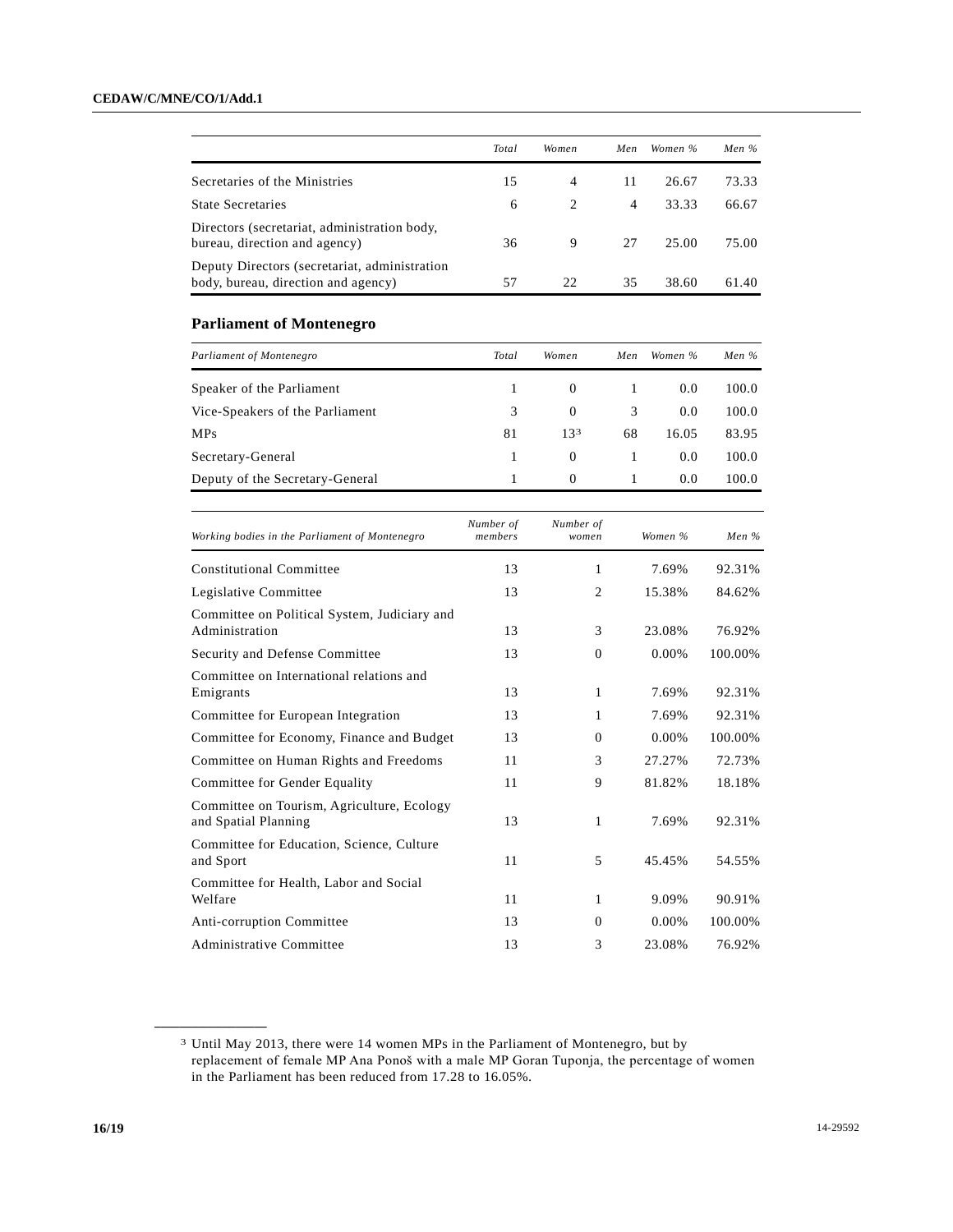| | Total | Women | Men | Women % | Men % |
|---|---|---|---|---|---|
| Secretaries of the Ministries | 15 | 4 | 11 | 26.67 | 73.33 |
| State Secretaries | 6 | 2 | 4 | 33.33 | 66.67 |
| Directors (secretariat, administration body, bureau, direction and agency) | 36 | 9 | 27 | 25.00 | 75.00 |
| Deputy Directors (secretariat, administration body, bureau, direction and agency) | 57 | 22 | 35 | 38.60 | 61.40 |

## Parliament of Montenegro

| *Parliament of Montenegro* | *Total* | *Women* | *Men* | *Women %* | *Men %* |
|---|---|---|---|---|---|
| Speaker of the Parliament | 1 | 0 | 1 | 0.0 | 100.0 |
| Vice-Speakers of the Parliament | 3 | 0 | 3 | 0.0 | 100.0 |
| MPs | 81 | 13[3] | 68 | 16.05 | 83.95 |
| Secretary-General | 1 | 0 | 1 | 0.0 | 100.0 |
| Deputy of the Secretary-General | 1 | 0 | 1 | 0.0 | 100.0 |

| *Working bodies in the Parliament of Montenegro* | *Number of members* | *Number of women* | *Women %* | *Men %* |
|---|---|---|---|---|
| Constitutional Committee | 13 | 1 | 7.69% | 92.31% |
| Legislative Committee | 13 | 2 | 15.38% | 84.62% |
| Committee on Political System, Judiciary and Administration | 13 | 3 | 23.08% | 76.92% |
| Security and Defense Committee | 13 | 0 | 0.00% | 100.00% |
| Committee on International relations and Emigrants | 13 | 1 | 7.69% | 92.31% |
| Committee for European Integration | 13 | 1 | 7.69% | 92.31% |
| Committee for Economy, Finance and Budget | 13 | 0 | 0.00% | 100.00% |
| Committee on Human Rights and Freedoms | 11 | 3 | 27.27% | 72.73% |
| Committee for Gender Equality | 11 | 9 | 81.82% | 18.18% |
| Committee on Tourism, Agriculture, Ecology and Spatial Planning | 13 | 1 | 7.69% | 92.31% |
| Committee for Education, Science, Culture and Sport | 11 | 5 | 45.45% | 54.55% |
| Committee for Health, Labor and Social Welfare | 11 | 1 | 9.09% | 90.91% |
| Anti-corruption Committee | 13 | 0 | 0.00% | 100.00% |
| Administrative Committee | 13 | 3 | 23.08% | 76.92% |

[3] Until May 2013, there were 14 women MPs in the Parliament of Montenegro, but by replacement of female MP Ana Ponoš with a male MP Goran Tuponja, the percentage of women in the Parliament has been reduced from 17.28 to 16.05%.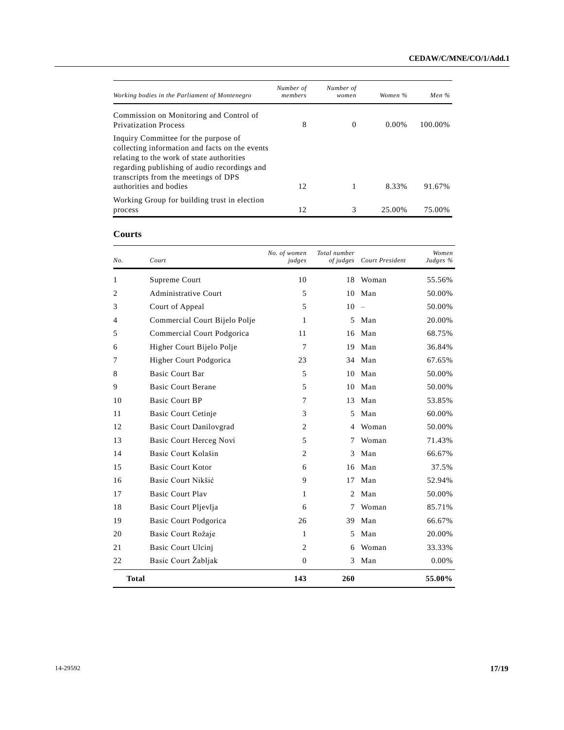| Working bodies in the Parliament of Montenegro | Number of members | Number of women | Women % | Men % |
|---|---|---|---|---|
| Commission on Monitoring and Control of Privatization Process | 8 | 0 | 0.00% | 100.00% |
| Inquiry Committee for the purpose of collecting information and facts on the events relating to the work of state authorities regarding publishing of audio recordings and transcripts from the meetings of DPS authorities and bodies | 12 | 1 | 8.33% | 91.67% |
| Working Group for building trust in election process | 12 | 3 | 25.00% | 75.00% |

## Courts

| No. | Court | No. of women judges | Total number of judges | Court President | Women Judges % |
|---|---|---|---|---|---|
| 1 | Supreme Court | 10 | 18 | Woman | 55.56% |
| 2 | Administrative Court | 5 | 10 | Man | 50.00% |
| 3 | Court of Appeal | 5 | 10 | – | 50.00% |
| 4 | Commercial Court Bijelo Polje | 1 | 5 | Man | 20.00% |
| 5 | Commercial Court Podgorica | 11 | 16 | Man | 68.75% |
| 6 | Higher Court Bijelo Polje | 7 | 19 | Man | 36.84% |
| 7 | Higher Court Podgorica | 23 | 34 | Man | 67.65% |
| 8 | Basic Court Bar | 5 | 10 | Man | 50.00% |
| 9 | Basic Court Berane | 5 | 10 | Man | 50.00% |
| 10 | Basic Court BP | 7 | 13 | Man | 53.85% |
| 11 | Basic Court Cetinje | 3 | 5 | Man | 60.00% |
| 12 | Basic Court Danilovgrad | 2 | 4 | Woman | 50.00% |
| 13 | Basic Court Herceg Novi | 5 | 7 | Woman | 71.43% |
| 14 | Basic Court Kolašin | 2 | 3 | Man | 66.67% |
| 15 | Basic Court Kotor | 6 | 16 | Man | 37.5% |
| 16 | Basic Court Nikšić | 9 | 17 | Man | 52.94% |
| 17 | Basic Court Plav | 1 | 2 | Man | 50.00% |
| 18 | Basic Court Pljevlja | 6 | 7 | Woman | 85.71% |
| 19 | Basic Court Podgorica | 26 | 39 | Man | 66.67% |
| 20 | Basic Court Rožaje | 1 | 5 | Man | 20.00% |
| 21 | Basic Court Ulcinj | 2 | 6 | Woman | 33.33% |
| 22 | Basic Court Žabljak | 0 | 3 | Man | 0.00% |
| **Total** | | **143** | **260** | | **55.00%** |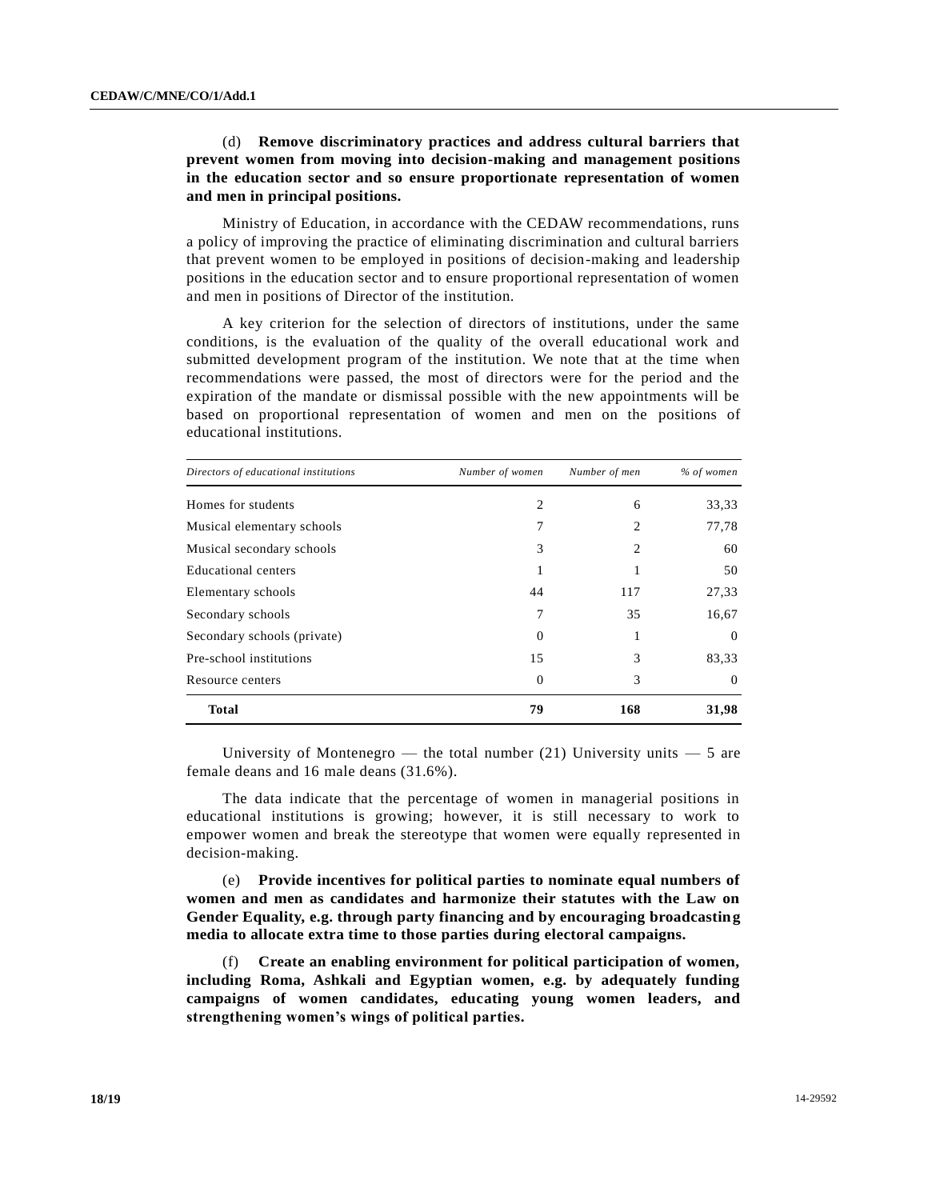(d) **Remove discriminatory practices and address cultural barriers that prevent women from moving into decision-making and management positions in the education sector and so ensure proportionate representation of women and men in principal positions.**

Ministry of Education, in accordance with the CEDAW recommendations, runs a policy of improving the practice of eliminating discrimination and cultural barriers that prevent women to be employed in positions of decision-making and leadership positions in the education sector and to ensure proportional representation of women and men in positions of Director of the institution.

A key criterion for the selection of directors of institutions, under the same conditions, is the evaluation of the quality of the overall educational work and submitted development program of the institution. We note that at the time when recommendations were passed, the most of directors were for the period and the expiration of the mandate or dismissal possible with the new appointments will be based on proportional representation of women and men on the positions of educational institutions.

| *Directors of educational institutions* | *Number of women* | *Number of men* | *% of women* |
|---|---|---|---|
| Homes for students | 2 | 6 | 33,33 |
| Musical elementary schools | 7 | 2 | 77,78 |
| Musical secondary schools | 3 | 2 | 60 |
| Educational centers | 1 | 1 | 50 |
| Elementary schools | 44 | 117 | 27,33 |
| Secondary schools | 7 | 35 | 16,67 |
| Secondary schools (private) | 0 | 1 | 0 |
| Pre-school institutions | 15 | 3 | 83,33 |
| Resource centers | 0 | 3 | 0 |
| **Total** | **79** | **168** | **31,98** |

University of Montenegro — the total number (21) University units — 5 are female deans and 16 male deans (31.6%).

The data indicate that the percentage of women in managerial positions in educational institutions is growing; however, it is still necessary to work to empower women and break the stereotype that women were equally represented in decision-making.

(e) **Provide incentives for political parties to nominate equal numbers of women and men as candidates and harmonize their statutes with the Law on Gender Equality, e.g. through party financing and by encouraging broadcasting media to allocate extra time to those parties during electoral campaigns.**

(f) **Create an enabling environment for political participation of women, including Roma, Ashkali and Egyptian women, e.g. by adequately funding campaigns of women candidates, educating young women leaders, and strengthening women's wings of political parties.**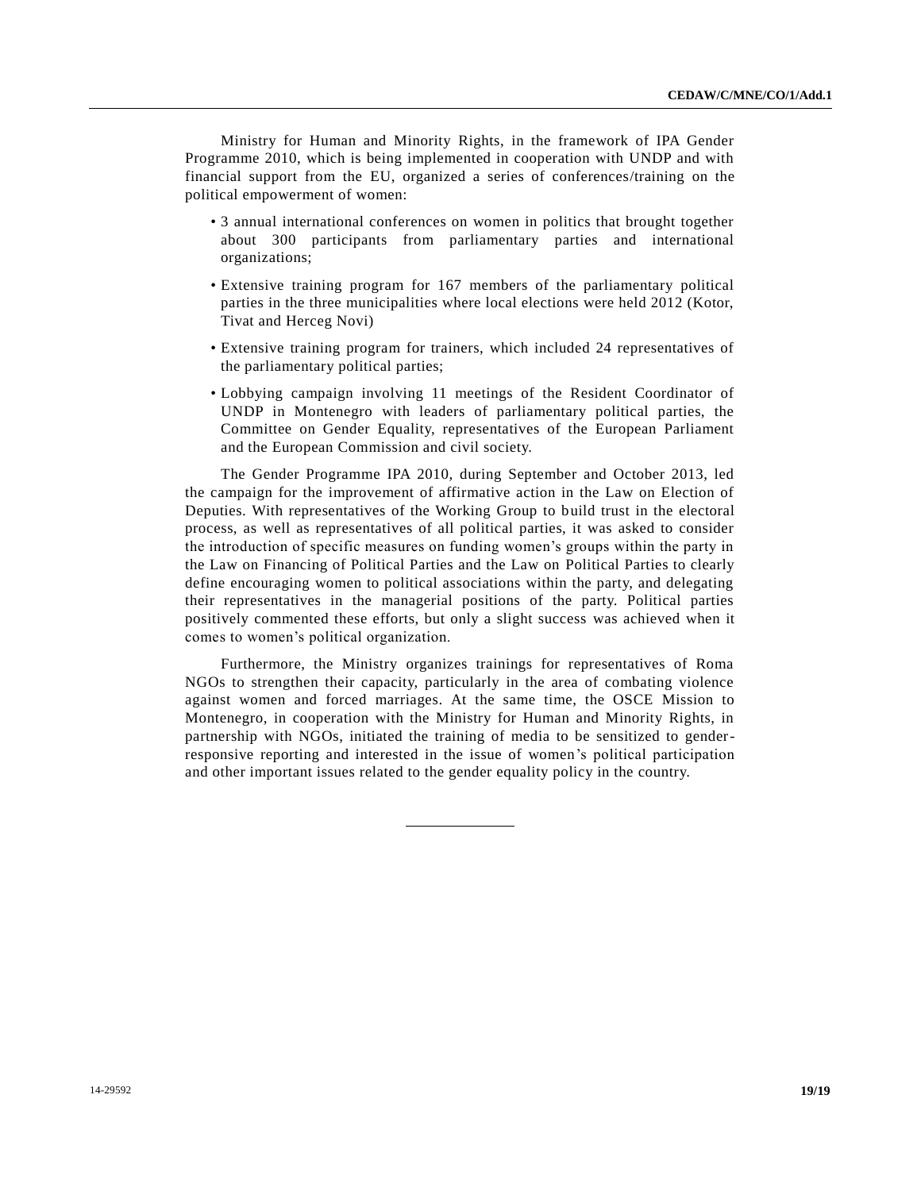Ministry for Human and Minority Rights, in the framework of IPA Gender Programme 2010, which is being implemented in cooperation with UNDP and with financial support from the EU, organized a series of conferences/training on the political empowerment of women:

- 3 annual international conferences on women in politics that brought together about 300 participants from parliamentary parties and international organizations;
- Extensive training program for 167 members of the parliamentary political parties in the three municipalities where local elections were held 2012 (Kotor, Tivat and Herceg Novi)
- Extensive training program for trainers, which included 24 representatives of the parliamentary political parties;
- Lobbying campaign involving 11 meetings of the Resident Coordinator of UNDP in Montenegro with leaders of parliamentary political parties, the Committee on Gender Equality, representatives of the European Parliament and the European Commission and civil society.

The Gender Programme IPA 2010, during September and October 2013, led the campaign for the improvement of affirmative action in the Law on Election of Deputies. With representatives of the Working Group to build trust in the electoral process, as well as representatives of all political parties, it was asked to consider the introduction of specific measures on funding women's groups within the party in the Law on Financing of Political Parties and the Law on Political Parties to clearly define encouraging women to political associations within the party, and delegating their representatives in the managerial positions of the party. Political parties positively commented these efforts, but only a slight success was achieved when it comes to women's political organization.

Furthermore, the Ministry organizes trainings for representatives of Roma NGOs to strengthen their capacity, particularly in the area of combating violence against women and forced marriages. At the same time, the OSCE Mission to Montenegro, in cooperation with the Ministry for Human and Minority Rights, in partnership with NGOs, initiated the training of media to be sensitized to gender-responsive reporting and interested in the issue of women's political participation and other important issues related to the gender equality policy in the country.